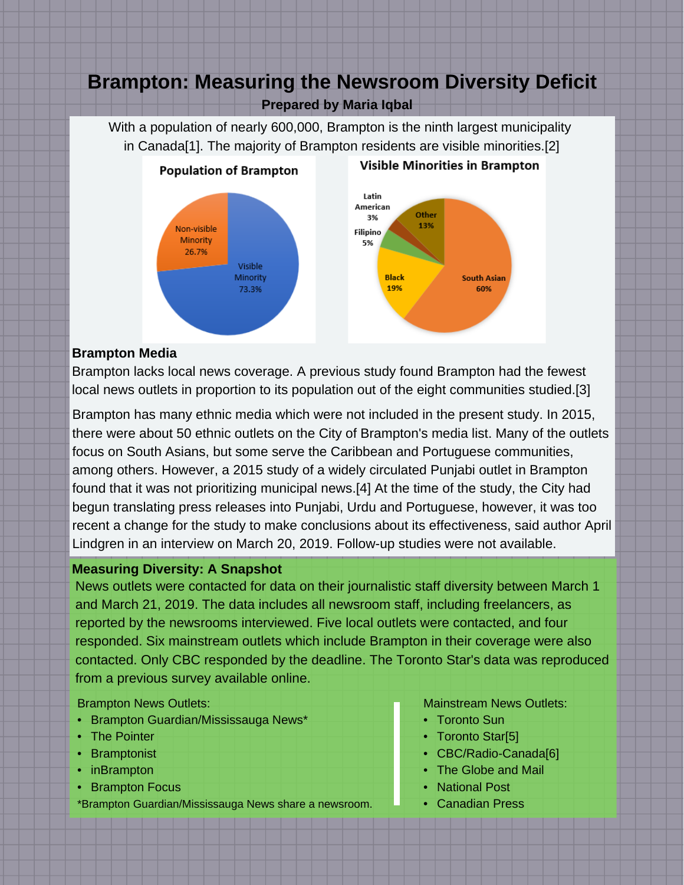# Brampton: Measuring the Newsroom Diversity Deficit

**Prepared by Maria Iqbal**

With a population of nearly 600,000, Brampton is the ninth largest municipality in Canada[1]. The majority of Brampton residents are visible minorities.[2]

Population of Brampton

Non-visible Minority 26.7%

Visible Minority 73.3%

Visible Minorities in Brampton

Latin American 3%

Other 13%

Filipino 5%

Black 19%

South Asian 60%

### Brampton Media

Brampton lacks local news coverage. A previous study found Brampton had the fewest local news outlets in proportion to its population out of the eight communities studied.[3]

Brampton has many ethnic media which were not included in the present study. In 2015, there were about 50 ethnic outlets on the City of Brampton's media list. Many of the outlets focus on South Asians, but some serve the Caribbean and Portuguese communities, among others. However, a 2015 study of a widely circulated Punjabi outlet in Brampton found that it was not prioritizing municipal news.[4] At the time of the study, the City had begun translating press releases into Punjabi, Urdu and Portuguese, however, it was too recent a change for the study to make conclusions about its effectiveness, said author April Lindgren in an interview on March 20, 2019. Follow-up studies were not available.

### Measuring Diversity: A Snapshot

News outlets were contacted for data on their journalistic staff diversity between March 1 and March 21, 2019. The data includes all newsroom staff, including freelancers, as reported by the newsrooms interviewed. Five local outlets were contacted, and four responded. Six mainstream outlets which include Brampton in their coverage were also contacted. Only CBC responded by the deadline. The Toronto Star's data was reproduced from a previous survey available online.

Brampton News Outlets:

- Brampton Guardian/Mississauga News*
- The Pointer
- Bramptonist
- inBrampton
- Brampton Focus

*Brampton Guardian/Mississauga News share a newsroom.

Mainstream News Outlets:

- Toronto Sun
- Toronto Star[5]
- CBC/Radio-Canada[6]
- The Globe and Mail
- National Post
- Canadian Press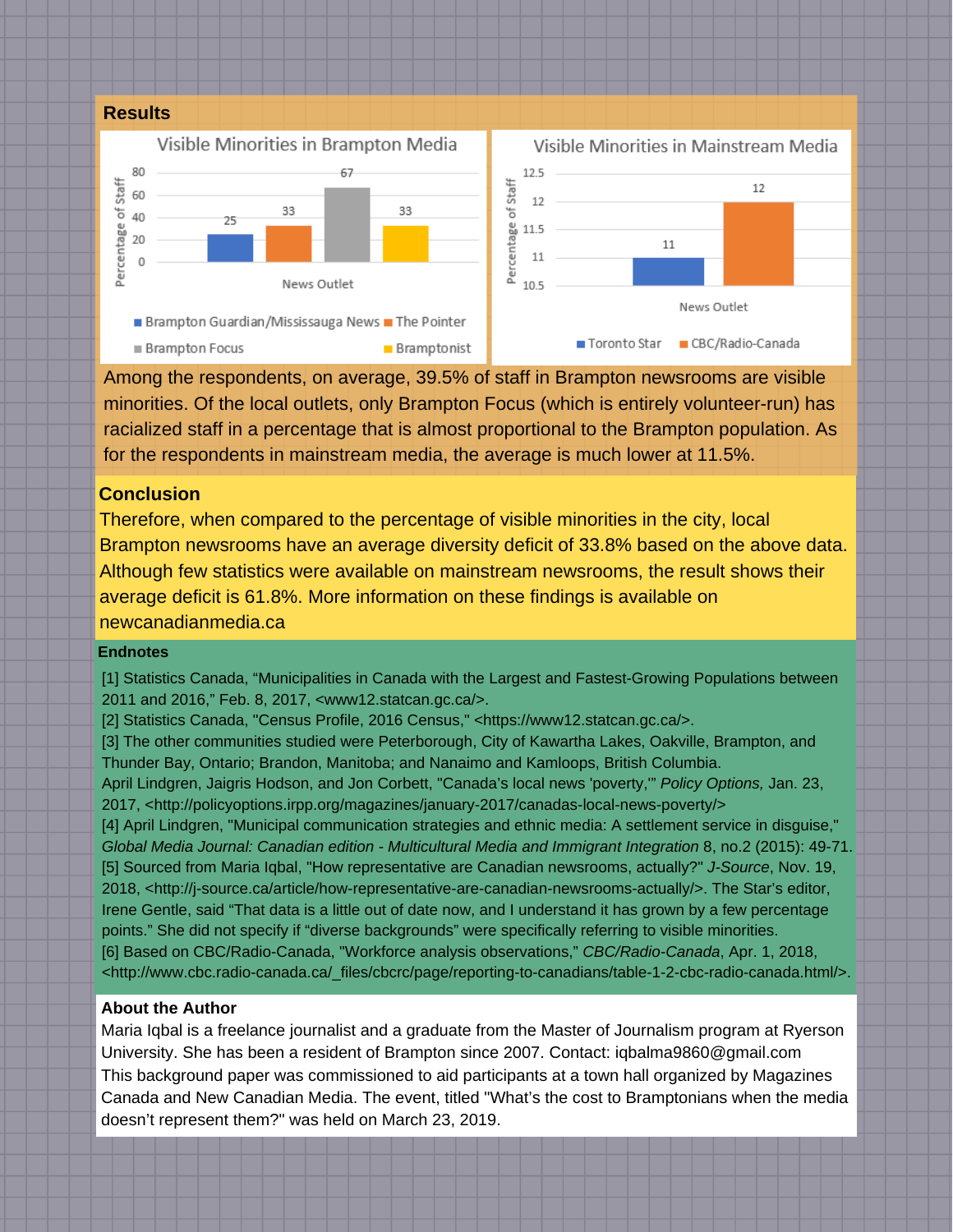## Results

Visible Minorities in Brampton Media

Percentage of Staff

80
60
40
20
0

25
33
67
33

News Outlet

Brampton Guardian/Mississauga News
The Pointer
Brampton Focus
Bramptonist

Visible Minorities in Mainstream Media

Percentage of Staff

12.5
12
11.5
11
10.5

11
12

News Outlet

Toronto Star
CBC/Radio-Canada

Among the respondents, on average, 39.5% of staff in Brampton newsrooms are visible minorities. Of the local outlets, only Brampton Focus (which is entirely volunteer-run) has racialized staff in a percentage that is almost proportional to the Brampton population. As for the respondents in mainstream media, the average is much lower at 11.5%.

## Conclusion

Therefore, when compared to the percentage of visible minorities in the city, local Brampton newsrooms have an average diversity deficit of 33.8% based on the above data. Although few statistics were available on mainstream newsrooms, the result shows their average deficit is 61.8%. More information on these findings is available on newcanadianmedia.ca

### Endnotes

[1] Statistics Canada, "Municipalities in Canada with the Largest and Fastest-Growing Populations between 2011 and 2016," Feb. 8, 2017, <www12.statcan.gc.ca/>.
[2] Statistics Canada, "Census Profile, 2016 Census," <https://www12.statcan.gc.ca/>.
[3] The other communities studied were Peterborough, City of Kawartha Lakes, Oakville, Brampton, and Thunder Bay, Ontario; Brandon, Manitoba; and Nanaimo and Kamloops, British Columbia.
April Lindgren, Jaigris Hodson, and Jon Corbett, "Canada's local news 'poverty,'" *Policy Options,* Jan. 23, 2017, <http://policyoptions.irpp.org/magazines/january-2017/canadas-local-news-poverty/>
[4] April Lindgren, "Municipal communication strategies and ethnic media: A settlement service in disguise," *Global Media Journal: Canadian edition - Multicultural Media and Immigrant Integration* 8, no.2 (2015): 49-71.
[5] Sourced from Maria Iqbal, "How representative are Canadian newsrooms, actually?" *J-Source*, Nov. 19, 2018, <http://j-source.ca/article/how-representative-are-canadian-newsrooms-actually/>. The Star's editor, Irene Gentle, said "That data is a little out of date now, and I understand it has grown by a few percentage points." She did not specify if "diverse backgrounds" were specifically referring to visible minorities.
[6] Based on CBC/Radio-Canada, "Workforce analysis observations," *CBC/Radio-Canada*, Apr. 1, 2018, <http://www.cbc.radio-canada.ca/_files/cbcrc/page/reporting-to-canadians/table-1-2-cbc-radio-canada.html/>.

### About the Author

Maria Iqbal is a freelance journalist and a graduate from the Master of Journalism program at Ryerson University. She has been a resident of Brampton since 2007. Contact: iqbalma9860@gmail.com
This background paper was commissioned to aid participants at a town hall organized by Magazines Canada and New Canadian Media. The event, titled "What's the cost to Bramptonians when the media doesn't represent them?" was held on March 23, 2019.